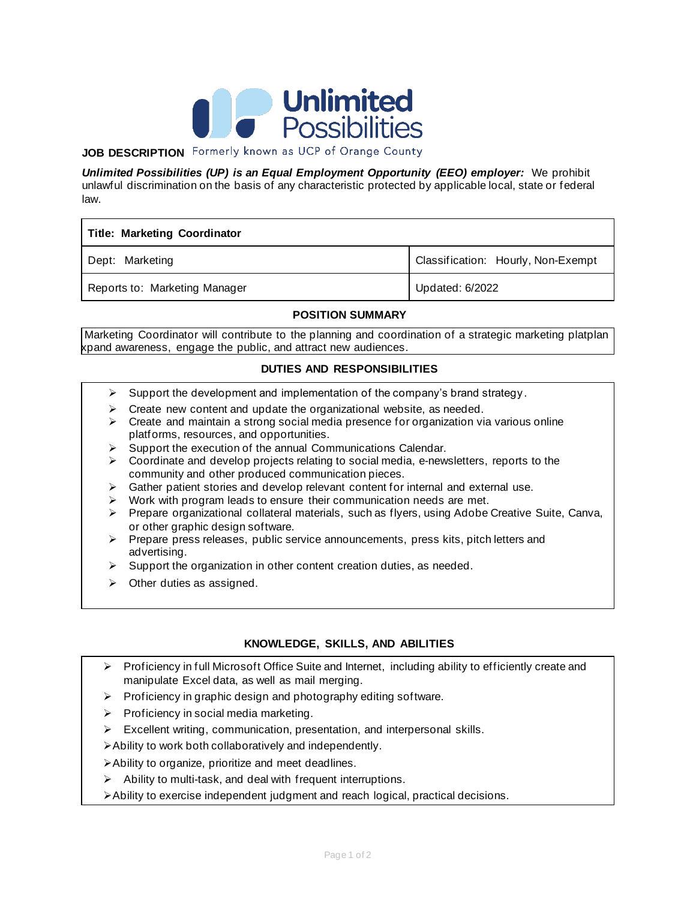Unlimited Possibilities

Formerly known as UCP of Orange County

**JOB DESCRIPTION**

***Unlimited Possibilities (UP) is an Equal Employment Opportunity (EEO) employer:*** We prohibit unlawful discrimination on the basis of any characteristic protected by applicable local, state or federal law.

| **Title: Marketing Coordinator** | |
|---|---|
| Dept: Marketing | Classification: Hourly, Non-Exempt |
| Reports to: Marketing Manager | Updated: 6/2022 |

## POSITION SUMMARY

Marketing Coordinator will contribute to the planning and coordination of a strategic marketing platplan xpand awareness, engage the public, and attract new audiences.

## DUTIES AND RESPONSIBILITIES

- Support the development and implementation of the company's brand strategy.
- Create new content and update the organizational website, as needed.
- Create and maintain a strong social media presence for organization via various online platforms, resources, and opportunities.
- Support the execution of the annual Communications Calendar.
- Coordinate and develop projects relating to social media, e-newsletters, reports to the community and other produced communication pieces.
- Gather patient stories and develop relevant content for internal and external use.
- Work with program leads to ensure their communication needs are met.
- Prepare organizational collateral materials, such as flyers, using Adobe Creative Suite, Canva, or other graphic design software.
- Prepare press releases, public service announcements, press kits, pitch letters and advertising.
- Support the organization in other content creation duties, as needed.
- Other duties as assigned.

## KNOWLEDGE, SKILLS, AND ABILITIES

- Proficiency in full Microsoft Office Suite and Internet, including ability to efficiently create and manipulate Excel data, as well as mail merging.
- Proficiency in graphic design and photography editing software.
- Proficiency in social media marketing.
- Excellent writing, communication, presentation, and interpersonal skills.
- Ability to work both collaboratively and independently.
- Ability to organize, prioritize and meet deadlines.
- Ability to multi-task, and deal with frequent interruptions.
- Ability to exercise independent judgment and reach logical, practical decisions.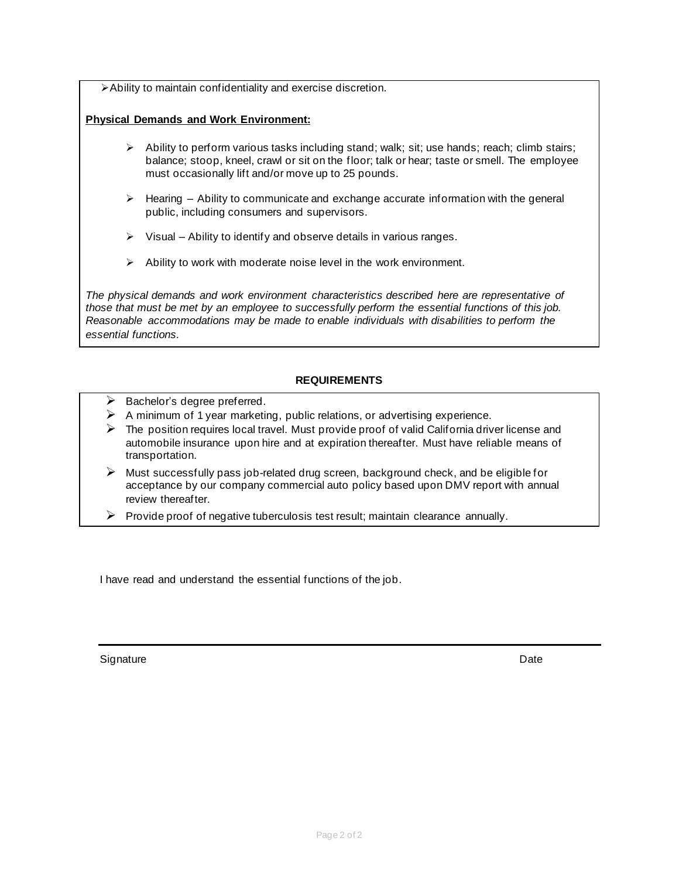- Ability to maintain confidentiality and exercise discretion.

**Physical Demands and Work Environment:**

- Ability to perform various tasks including stand; walk; sit; use hands; reach; climb stairs; balance; stoop, kneel, crawl or sit on the floor; talk or hear; taste or smell. The employee must occasionally lift and/or move up to 25 pounds.
- Hearing – Ability to communicate and exchange accurate information with the general public, including consumers and supervisors.
- Visual – Ability to identify and observe details in various ranges.
- Ability to work with moderate noise level in the work environment.

*The physical demands and work environment characteristics described here are representative of those that must be met by an employee to successfully perform the essential functions of this job. Reasonable accommodations may be made to enable individuals with disabilities to perform the essential functions.*

**REQUIREMENTS**

- Bachelor's degree preferred.
- A minimum of 1 year marketing, public relations, or advertising experience.
- The position requires local travel. Must provide proof of valid California driver license and automobile insurance upon hire and at expiration thereafter. Must have reliable means of transportation.
- Must successfully pass job-related drug screen, background check, and be eligible for acceptance by our company commercial auto policy based upon DMV report with annual review thereafter.
- Provide proof of negative tuberculosis test result; maintain clearance annually.

I have read and understand the essential functions of the job.

Signature　　　　　　　　　　　　　　　　　　　　　　　　　　　　　　Date